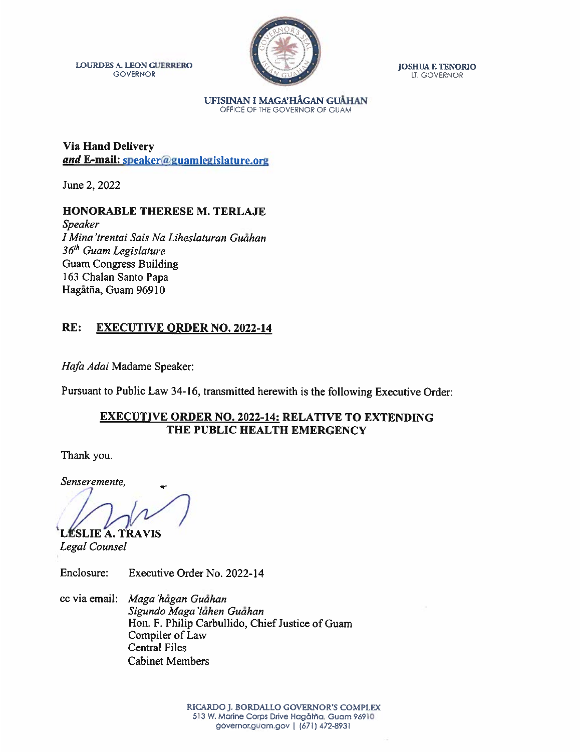LOURDES A. LEON GUERRERO
GOVERNOR

JOSHUA F. TENORIO
LT. GOVERNOR

UFISINAN I MAGA'HÅGAN GUÅHAN
OFFICE OF THE GOVERNOR OF GUAM

**Via Hand Delivery**
***and* E-mail: speaker@guamlegislature.org**

June 2, 2022

**HONORABLE THERESE M. TERLAJE**
*Speaker*
*I Mina'trentai Sais Na Liheslaturan Guåhan*
*36th Guam Legislature*
Guam Congress Building
163 Chalan Santo Papa
Hagåtña, Guam 96910

**RE: EXECUTIVE ORDER NO. 2022-14**

*Hafa Adai* Madame Speaker:

Pursuant to Public Law 34-16, transmitted herewith is the following Executive Order:

**EXECUTIVE ORDER NO. 2022-14: RELATIVE TO EXTENDING THE PUBLIC HEALTH EMERGENCY**

Thank you.

*Senseremente,*

**LESLIE A. TRAVIS**
*Legal Counsel*

Enclosure: Executive Order No. 2022-14

cc via email: *Maga'hågan Guåhan*
*Sigundo Maga'låhen Guåhan*
Hon. F. Philip Carbullido, Chief Justice of Guam
Compiler of Law
Central Files
Cabinet Members

RICARDO J. BORDALLO GOVERNOR'S COMPLEX
513 W. Marine Corps Drive Hagåtña, Guam 96910
governor.guam.gov | (671) 472-8931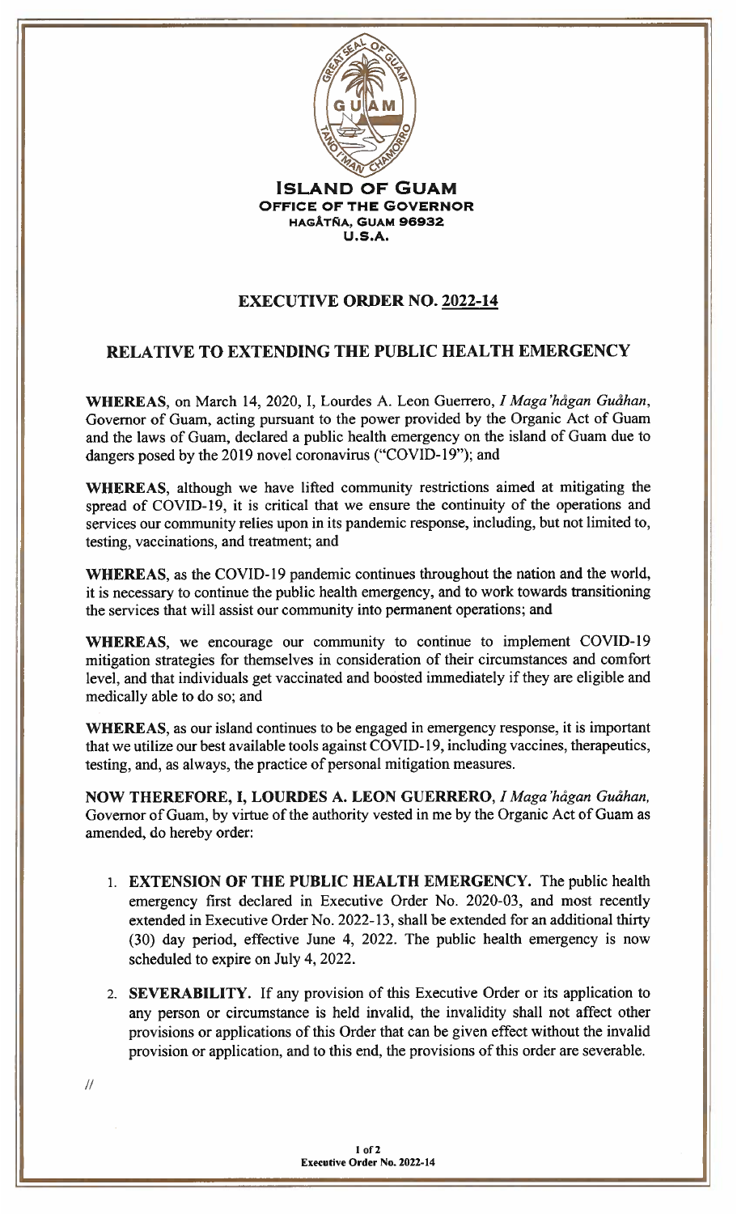**ISLAND OF GUAM**
**OFFICE OF THE GOVERNOR**
**HAGÅTÑA, GUAM 96932**
**U.S.A.**

# EXECUTIVE ORDER NO. 2022-14

## RELATIVE TO EXTENDING THE PUBLIC HEALTH EMERGENCY

**WHEREAS**, on March 14, 2020, I, Lourdes A. Leon Guerrero, *I Maga'hågan Guåhan*, Governor of Guam, acting pursuant to the power provided by the Organic Act of Guam and the laws of Guam, declared a public health emergency on the island of Guam due to dangers posed by the 2019 novel coronavirus ("COVID-19"); and

**WHEREAS**, although we have lifted community restrictions aimed at mitigating the spread of COVID-19, it is critical that we ensure the continuity of the operations and services our community relies upon in its pandemic response, including, but not limited to, testing, vaccinations, and treatment; and

**WHEREAS**, as the COVID-19 pandemic continues throughout the nation and the world, it is necessary to continue the public health emergency, and to work towards transitioning the services that will assist our community into permanent operations; and

**WHEREAS**, we encourage our community to continue to implement COVID-19 mitigation strategies for themselves in consideration of their circumstances and comfort level, and that individuals get vaccinated and boosted immediately if they are eligible and medically able to do so; and

**WHEREAS**, as our island continues to be engaged in emergency response, it is important that we utilize our best available tools against COVID-19, including vaccines, therapeutics, testing, and, as always, the practice of personal mitigation measures.

**NOW THEREFORE, I, LOURDES A. LEON GUERRERO,** *I Maga'hågan Guåhan,* Governor of Guam, by virtue of the authority vested in me by the Organic Act of Guam as amended, do hereby order:

1. **EXTENSION OF THE PUBLIC HEALTH EMERGENCY.** The public health emergency first declared in Executive Order No. 2020-03, and most recently extended in Executive Order No. 2022-13, shall be extended for an additional thirty (30) day period, effective June 4, 2022. The public health emergency is now scheduled to expire on July 4, 2022.

2. **SEVERABILITY.** If any provision of this Executive Order or its application to any person or circumstance is held invalid, the invalidity shall not affect other provisions or applications of this Order that can be given effect without the invalid provision or application, and to this end, the provisions of this order are severable.

//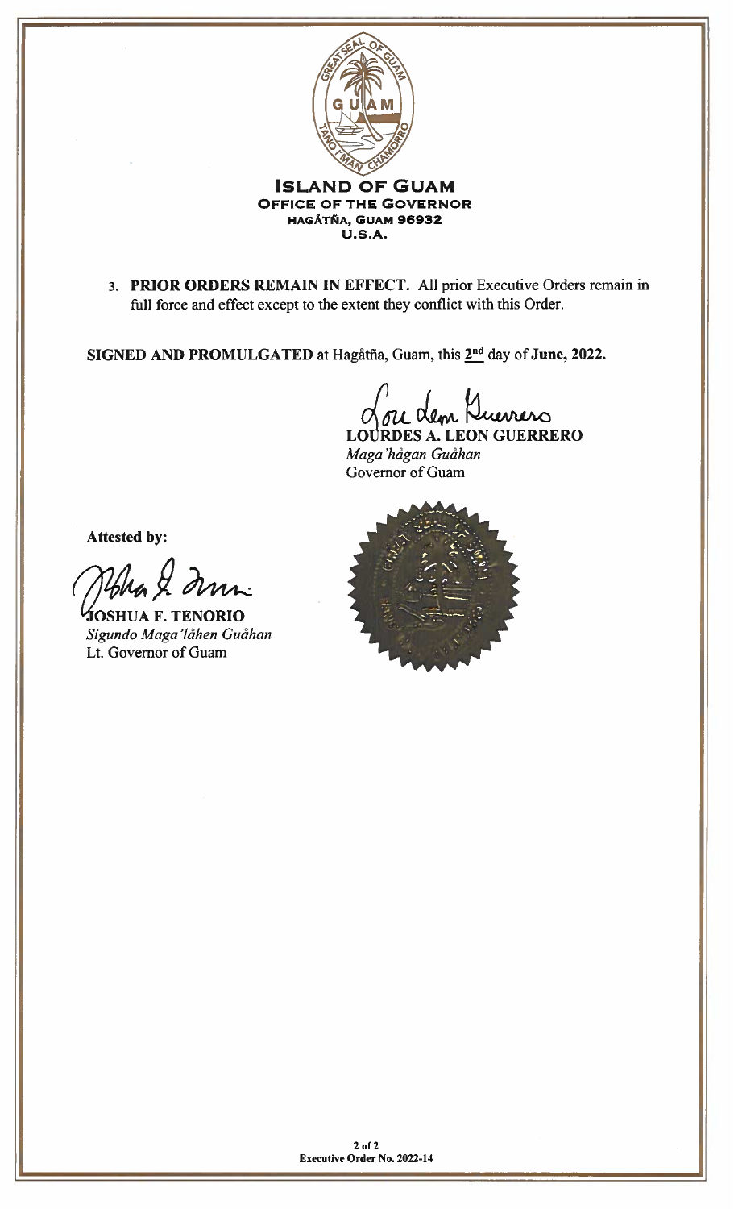**ISLAND OF GUAM**
**OFFICE OF THE GOVERNOR**
**HAGÅTÑA, GUAM 96932**
**U.S.A.**

3. **PRIOR ORDERS REMAIN IN EFFECT.** All prior Executive Orders remain in full force and effect except to the extent they conflict with this Order.

**SIGNED AND PROMULGATED** at Hagåtña, Guam, this **2nd** day of **June, 2022.**

**LOURDES A. LEON GUERRERO**
*Maga'hågan Guåhan*
Governor of Guam

**Attested by:**

**JOSHUA F. TENORIO**
*Sigundo Maga'låhen Guåhan*
Lt. Governor of Guam

**Executive Order No. 2022-14**